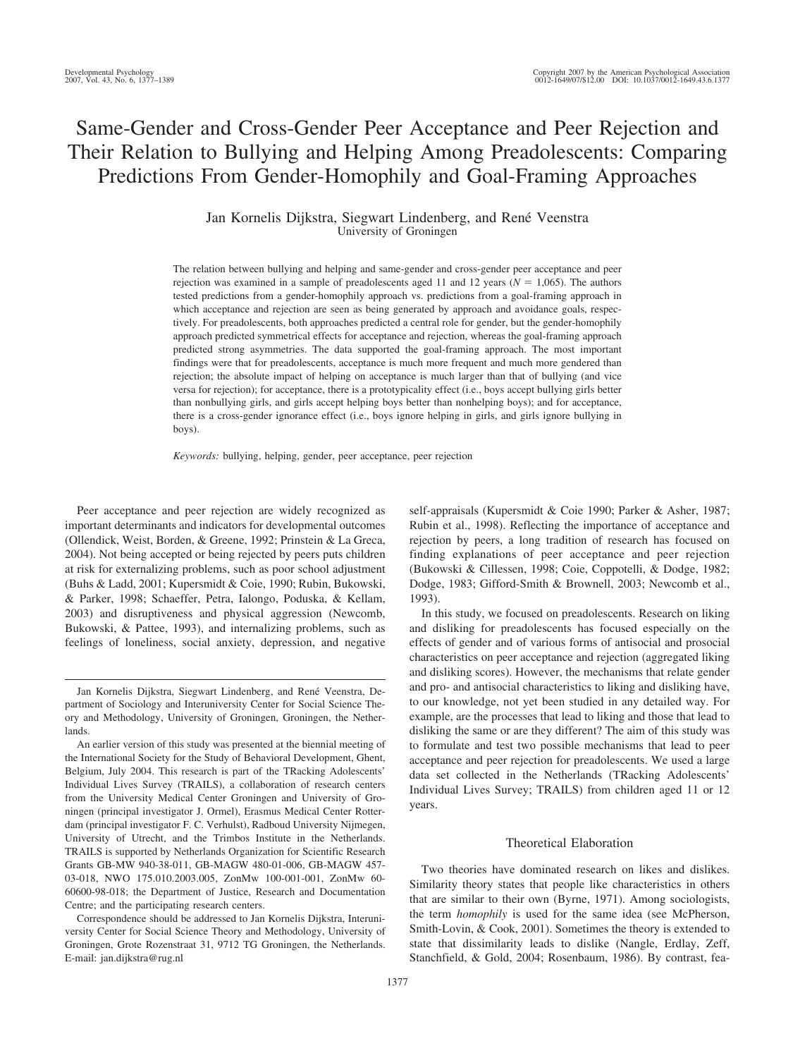# Same-Gender and Cross-Gender Peer Acceptance and Peer Rejection and Their Relation to Bullying and Helping Among Preadolescents: Comparing Predictions From Gender-Homophily and Goal-Framing Approaches

Jan Kornelis Dijkstra, Siegwart Lindenberg, and René Veenstra
University of Groningen

The relation between bullying and helping and same-gender and cross-gender peer acceptance and peer rejection was examined in a sample of preadolescents aged 11 and 12 years ($N = 1{,}065$). The authors tested predictions from a gender-homophily approach vs. predictions from a goal-framing approach in which acceptance and rejection are seen as being generated by approach and avoidance goals, respectively. For preadolescents, both approaches predicted a central role for gender, but the gender-homophily approach predicted symmetrical effects for acceptance and rejection, whereas the goal-framing approach predicted strong asymmetries. The data supported the goal-framing approach. The most important findings were that for preadolescents, acceptance is much more frequent and much more gendered than rejection; the absolute impact of helping on acceptance is much larger than that of bullying (and vice versa for rejection); for acceptance, there is a prototypicality effect (i.e., boys accept bullying girls better than nonbullying girls, and girls accept helping boys better than nonhelping boys); and for acceptance, there is a cross-gender ignorance effect (i.e., boys ignore helping in girls, and girls ignore bullying in boys).

*Keywords:* bullying, helping, gender, peer acceptance, peer rejection

Peer acceptance and peer rejection are widely recognized as important determinants and indicators for developmental outcomes (Ollendick, Weist, Borden, & Greene, 1992; Prinstein & La Greca, 2004). Not being accepted or being rejected by peers puts children at risk for externalizing problems, such as poor school adjustment (Buhs & Ladd, 2001; Kupersmidt & Coie, 1990; Rubin, Bukowski, & Parker, 1998; Schaeffer, Petra, Ialongo, Poduska, & Kellam, 2003) and disruptiveness and physical aggression (Newcomb, Bukowski, & Pattee, 1993), and internalizing problems, such as feelings of loneliness, social anxiety, depression, and negative self-appraisals (Kupersmidt & Coie 1990; Parker & Asher, 1987; Rubin et al., 1998). Reflecting the importance of acceptance and rejection by peers, a long tradition of research has focused on finding explanations of peer acceptance and peer rejection (Bukowski & Cillessen, 1998; Coie, Coppotelli, & Dodge, 1982; Dodge, 1983; Gifford-Smith & Brownell, 2003; Newcomb et al., 1993).

In this study, we focused on preadolescents. Research on liking and disliking for preadolescents has focused especially on the effects of gender and of various forms of antisocial and prosocial characteristics on peer acceptance and rejection (aggregated liking and disliking scores). However, the mechanisms that relate gender and pro- and antisocial characteristics to liking and disliking have, to our knowledge, not yet been studied in any detailed way. For example, are the processes that lead to liking and those that lead to disliking the same or are they different? The aim of this study was to formulate and test two possible mechanisms that lead to peer acceptance and peer rejection for preadolescents. We used a large data set collected in the Netherlands (TRacking Adolescents' Individual Lives Survey; TRAILS) from children aged 11 or 12 years.

## Theoretical Elaboration

Two theories have dominated research on likes and dislikes. Similarity theory states that people like characteristics in others that are similar to their own (Byrne, 1971). Among sociologists, the term *homophily* is used for the same idea (see McPherson, Smith-Lovin, & Cook, 2001). Sometimes the theory is extended to state that dissimilarity leads to dislike (Nangle, Erdlay, Zeff, Stanchfield, & Gold, 2004; Rosenbaum, 1986). By contrast, fea-

---

Jan Kornelis Dijkstra, Siegwart Lindenberg, and René Veenstra, Department of Sociology and Interuniversity Center for Social Science Theory and Methodology, University of Groningen, Groningen, the Netherlands.

An earlier version of this study was presented at the biennial meeting of the International Society for the Study of Behavioral Development, Ghent, Belgium, July 2004. This research is part of the TRacking Adolescents' Individual Lives Survey (TRAILS), a collaboration of research centers from the University Medical Center Groningen and University of Groningen (principal investigator J. Ormel), Erasmus Medical Center Rotterdam (principal investigator F. C. Verhulst), Radboud University Nijmegen, University of Utrecht, and the Trimbos Institute in the Netherlands. TRAILS is supported by Netherlands Organization for Scientific Research Grants GB-MW 940-38-011, GB-MAGW 480-01-006, GB-MAGW 457-03-018, NWO 175.010.2003.005, ZonMw 100-001-001, ZonMw 60-60600-98-018; the Department of Justice, Research and Documentation Centre; and the participating research centers.

Correspondence should be addressed to Jan Kornelis Dijkstra, Interuniversity Center for Social Science Theory and Methodology, University of Groningen, Grote Rozenstraat 31, 9712 TG Groningen, the Netherlands. E-mail: jan.dijkstra@rug.nl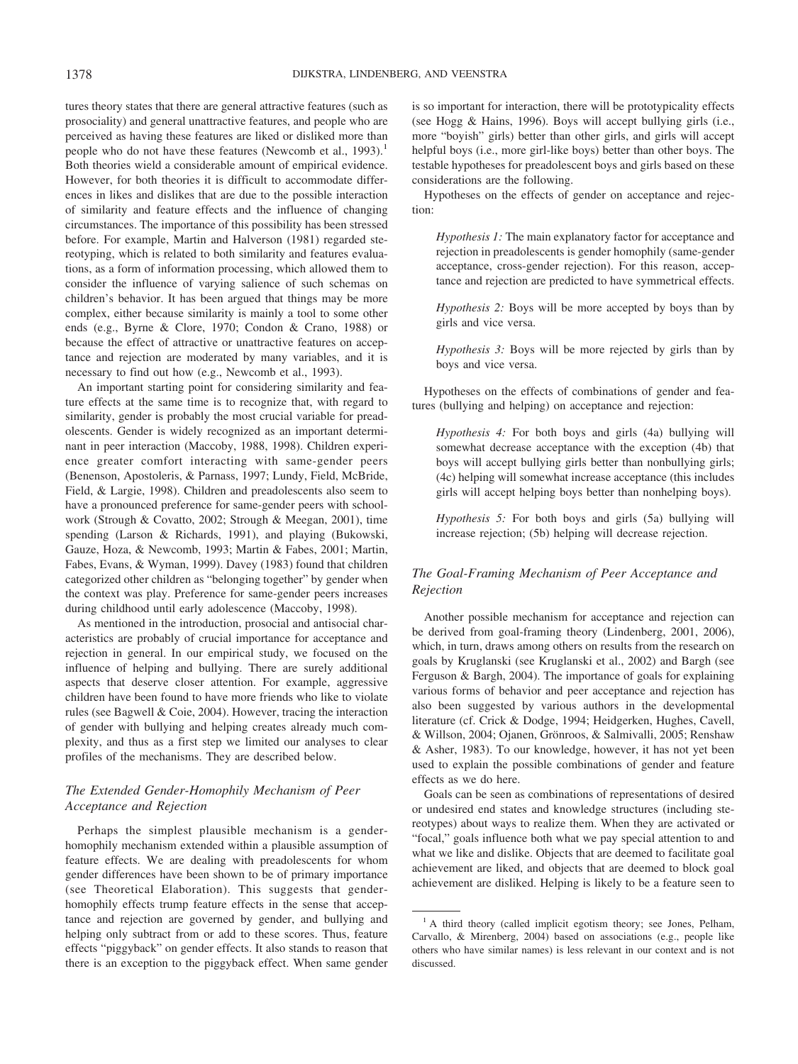tures theory states that there are general attractive features (such as prosociality) and general unattractive features, and people who are perceived as having these features are liked or disliked more than people who do not have these features (Newcomb et al., 1993).[1] Both theories wield a considerable amount of empirical evidence. However, for both theories it is difficult to accommodate differences in likes and dislikes that are due to the possible interaction of similarity and feature effects and the influence of changing circumstances. The importance of this possibility has been stressed before. For example, Martin and Halverson (1981) regarded stereotyping, which is related to both similarity and features evaluations, as a form of information processing, which allowed them to consider the influence of varying salience of such schemas on children's behavior. It has been argued that things may be more complex, either because similarity is mainly a tool to some other ends (e.g., Byrne & Clore, 1970; Condon & Crano, 1988) or because the effect of attractive or unattractive features on acceptance and rejection are moderated by many variables, and it is necessary to find out how (e.g., Newcomb et al., 1993).

An important starting point for considering similarity and feature effects at the same time is to recognize that, with regard to similarity, gender is probably the most crucial variable for preadolescents. Gender is widely recognized as an important determinant in peer interaction (Maccoby, 1988, 1998). Children experience greater comfort interacting with same-gender peers (Benenson, Apostoleris, & Parnass, 1997; Lundy, Field, McBride, Field, & Largie, 1998). Children and preadolescents also seem to have a pronounced preference for same-gender peers with schoolwork (Strough & Covatto, 2002; Strough & Meegan, 2001), time spending (Larson & Richards, 1991), and playing (Bukowski, Gauze, Hoza, & Newcomb, 1993; Martin & Fabes, 2001; Martin, Fabes, Evans, & Wyman, 1999). Davey (1983) found that children categorized other children as "belonging together" by gender when the context was play. Preference for same-gender peers increases during childhood until early adolescence (Maccoby, 1998).

As mentioned in the introduction, prosocial and antisocial characteristics are probably of crucial importance for acceptance and rejection in general. In our empirical study, we focused on the influence of helping and bullying. There are surely additional aspects that deserve closer attention. For example, aggressive children have been found to have more friends who like to violate rules (see Bagwell & Coie, 2004). However, tracing the interaction of gender with bullying and helping creates already much complexity, and thus as a first step we limited our analyses to clear profiles of the mechanisms. They are described below.

### *The Extended Gender-Homophily Mechanism of Peer Acceptance and Rejection*

Perhaps the simplest plausible mechanism is a gender-homophily mechanism extended within a plausible assumption of feature effects. We are dealing with preadolescents for whom gender differences have been shown to be of primary importance (see Theoretical Elaboration). This suggests that gender-homophily effects trump feature effects in the sense that acceptance and rejection are governed by gender, and bullying and helping only subtract from or add to these scores. Thus, feature effects "piggyback" on gender effects. It also stands to reason that there is an exception to the piggyback effect. When same gender is so important for interaction, there will be prototypicality effects (see Hogg & Hains, 1996). Boys will accept bullying girls (i.e., more "boyish" girls) better than other girls, and girls will accept helpful boys (i.e., more girl-like boys) better than other boys. The testable hypotheses for preadolescent boys and girls based on these considerations are the following.

Hypotheses on the effects of gender on acceptance and rejection:

> *Hypothesis 1:* The main explanatory factor for acceptance and rejection in preadolescents is gender homophily (same-gender acceptance, cross-gender rejection). For this reason, acceptance and rejection are predicted to have symmetrical effects.
>
> *Hypothesis 2:* Boys will be more accepted by boys than by girls and vice versa.
>
> *Hypothesis 3:* Boys will be more rejected by girls than by boys and vice versa.

Hypotheses on the effects of combinations of gender and features (bullying and helping) on acceptance and rejection:

> *Hypothesis 4:* For both boys and girls (4a) bullying will somewhat decrease acceptance with the exception (4b) that boys will accept bullying girls better than nonbullying girls; (4c) helping will somewhat increase acceptance (this includes girls will accept helping boys better than nonhelping boys).
>
> *Hypothesis 5:* For both boys and girls (5a) bullying will increase rejection; (5b) helping will decrease rejection.

### *The Goal-Framing Mechanism of Peer Acceptance and Rejection*

Another possible mechanism for acceptance and rejection can be derived from goal-framing theory (Lindenberg, 2001, 2006), which, in turn, draws among others on results from the research on goals by Kruglanski (see Kruglanski et al., 2002) and Bargh (see Ferguson & Bargh, 2004). The importance of goals for explaining various forms of behavior and peer acceptance and rejection has also been suggested by various authors in the developmental literature (cf. Crick & Dodge, 1994; Heidgerken, Hughes, Cavell, & Willson, 2004; Ojanen, Grönroos, & Salmivalli, 2005; Renshaw & Asher, 1983). To our knowledge, however, it has not yet been used to explain the possible combinations of gender and feature effects as we do here.

Goals can be seen as combinations of representations of desired or undesired end states and knowledge structures (including stereotypes) about ways to realize them. When they are activated or "focal," goals influence both what we pay special attention to and what we like and dislike. Objects that are deemed to facilitate goal achievement are liked, and objects that are deemed to block goal achievement are disliked. Helping is likely to be a feature seen to

[1] A third theory (called implicit egotism theory; see Jones, Pelham, Carvallo, & Mirenberg, 2004) based on associations (e.g., people like others who have similar names) is less relevant in our context and is not discussed.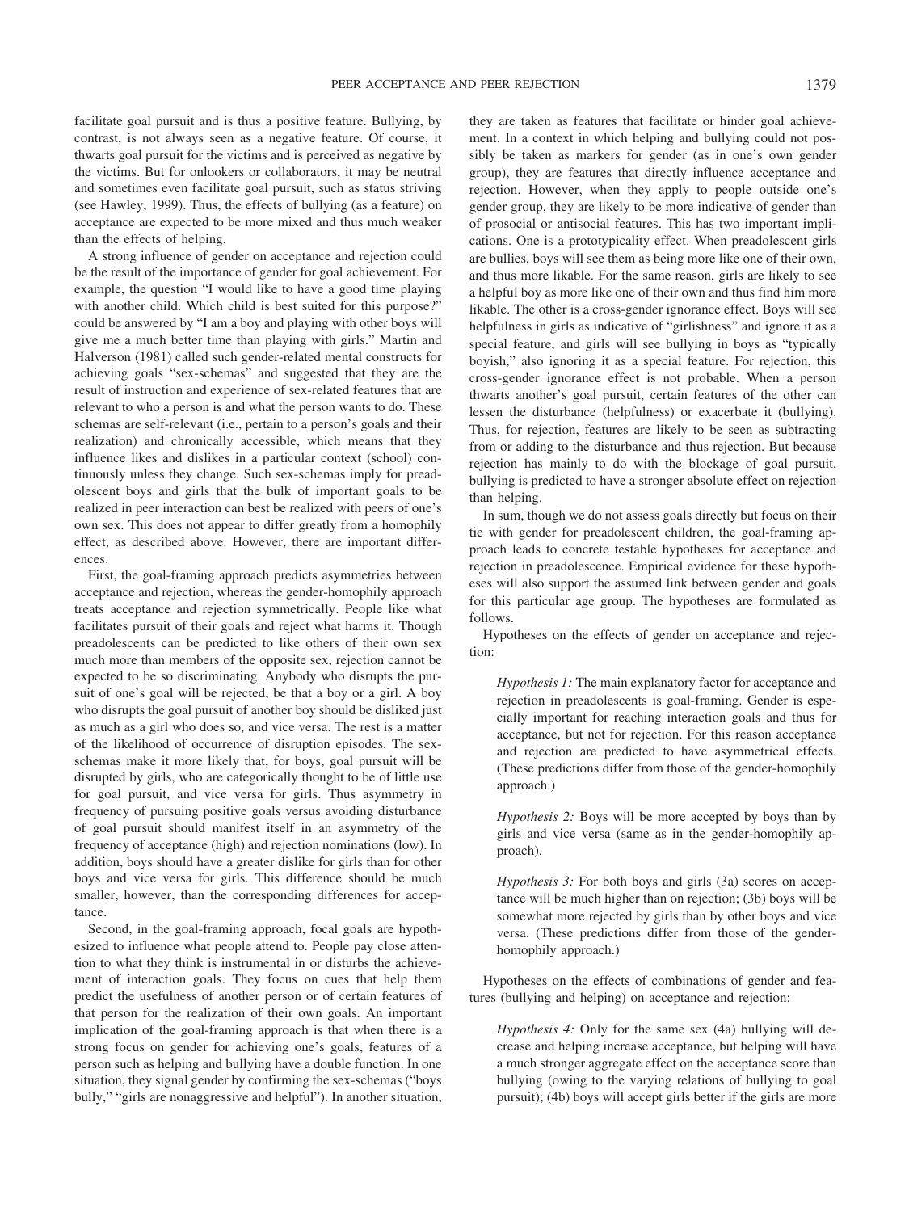facilitate goal pursuit and is thus a positive feature. Bullying, by contrast, is not always seen as a negative feature. Of course, it thwarts goal pursuit for the victims and is perceived as negative by the victims. But for onlookers or collaborators, it may be neutral and sometimes even facilitate goal pursuit, such as status striving (see Hawley, 1999). Thus, the effects of bullying (as a feature) on acceptance are expected to be more mixed and thus much weaker than the effects of helping.

A strong influence of gender on acceptance and rejection could be the result of the importance of gender for goal achievement. For example, the question "I would like to have a good time playing with another child. Which child is best suited for this purpose?" could be answered by "I am a boy and playing with other boys will give me a much better time than playing with girls." Martin and Halverson (1981) called such gender-related mental constructs for achieving goals "sex-schemas" and suggested that they are the result of instruction and experience of sex-related features that are relevant to who a person is and what the person wants to do. These schemas are self-relevant (i.e., pertain to a person's goals and their realization) and chronically accessible, which means that they influence likes and dislikes in a particular context (school) continuously unless they change. Such sex-schemas imply for preadolescent boys and girls that the bulk of important goals to be realized in peer interaction can best be realized with peers of one's own sex. This does not appear to differ greatly from a homophily effect, as described above. However, there are important differences.

First, the goal-framing approach predicts asymmetries between acceptance and rejection, whereas the gender-homophily approach treats acceptance and rejection symmetrically. People like what facilitates pursuit of their goals and reject what harms it. Though preadolescents can be predicted to like others of their own sex much more than members of the opposite sex, rejection cannot be expected to be so discriminating. Anybody who disrupts the pursuit of one's goal will be rejected, be that a boy or a girl. A boy who disrupts the goal pursuit of another boy should be disliked just as much as a girl who does so, and vice versa. The rest is a matter of the likelihood of occurrence of disruption episodes. The sex-schemas make it more likely that, for boys, goal pursuit will be disrupted by girls, who are categorically thought to be of little use for goal pursuit, and vice versa for girls. This asymmetry in frequency of pursuing positive goals versus avoiding disturbance of goal pursuit should manifest itself in an asymmetry of the frequency of acceptance (high) and rejection nominations (low). In addition, boys should have a greater dislike for girls than for other boys and vice versa for girls. This difference should be much smaller, however, than the corresponding differences for acceptance.

Second, in the goal-framing approach, focal goals are hypothesized to influence what people attend to. People pay close attention to what they think is instrumental in or disturbs the achievement of interaction goals. They focus on cues that help them predict the usefulness of another person or of certain features of that person for the realization of their own goals. An important implication of the goal-framing approach is that when there is a strong focus on gender for achieving one's goals, features of a person such as helping and bullying have a double function. In one situation, they signal gender by confirming the sex-schemas ("boys bully," "girls are nonaggressive and helpful"). In another situation, they are taken as features that facilitate or hinder goal achievement. In a context in which helping and bullying could not possibly be taken as markers for gender (as in one's own gender group), they are features that directly influence acceptance and rejection. However, when they apply to people outside one's gender group, they are likely to be more indicative of gender than of prosocial or antisocial features. This has two important implications. One is a prototypicality effect. When preadolescent girls are bullies, boys will see them as being more like one of their own, and thus more likable. For the same reason, girls are likely to see a helpful boy as more like one of their own and thus find him more likable. The other is a cross-gender ignorance effect. Boys will see helpfulness in girls as indicative of "girlishness" and ignore it as a special feature, and girls will see bullying in boys as "typically boyish," also ignoring it as a special feature. For rejection, this cross-gender ignorance effect is not probable. When a person thwarts another's goal pursuit, certain features of the other can lessen the disturbance (helpfulness) or exacerbate it (bullying). Thus, for rejection, features are likely to be seen as subtracting from or adding to the disturbance and thus rejection. But because rejection has mainly to do with the blockage of goal pursuit, bullying is predicted to have a stronger absolute effect on rejection than helping.

In sum, though we do not assess goals directly but focus on their tie with gender for preadolescent children, the goal-framing approach leads to concrete testable hypotheses for acceptance and rejection in preadolescence. Empirical evidence for these hypotheses will also support the assumed link between gender and goals for this particular age group. The hypotheses are formulated as follows.

Hypotheses on the effects of gender on acceptance and rejection:

> *Hypothesis 1:* The main explanatory factor for acceptance and rejection in preadolescents is goal-framing. Gender is especially important for reaching interaction goals and thus for acceptance, but not for rejection. For this reason acceptance and rejection are predicted to have asymmetrical effects. (These predictions differ from those of the gender-homophily approach.)

> *Hypothesis 2:* Boys will be more accepted by boys than by girls and vice versa (same as in the gender-homophily approach).

> *Hypothesis 3:* For both boys and girls (3a) scores on acceptance will be much higher than on rejection; (3b) boys will be somewhat more rejected by girls than by other boys and vice versa. (These predictions differ from those of the gender-homophily approach.)

Hypotheses on the effects of combinations of gender and features (bullying and helping) on acceptance and rejection:

> *Hypothesis 4:* Only for the same sex (4a) bullying will decrease and helping increase acceptance, but helping will have a much stronger aggregate effect on the acceptance score than bullying (owing to the varying relations of bullying to goal pursuit); (4b) boys will accept girls better if the girls are more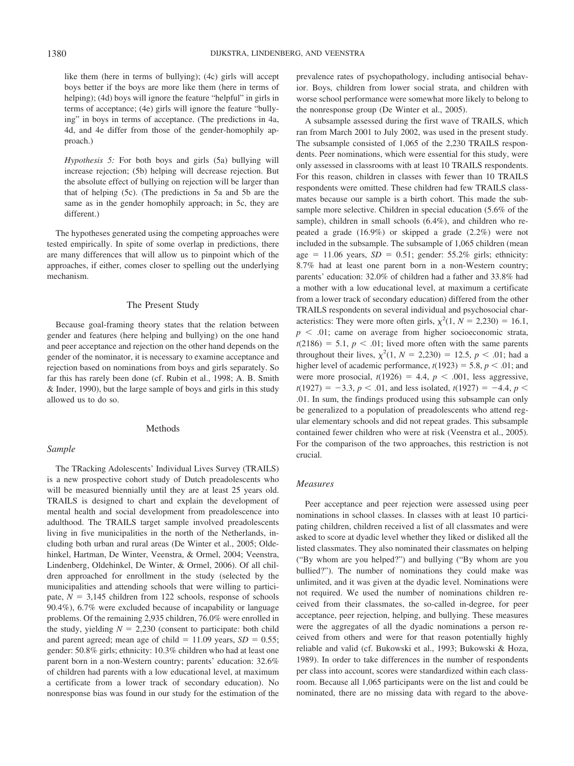like them (here in terms of bullying); (4c) girls will accept boys better if the boys are more like them (here in terms of helping); (4d) boys will ignore the feature "helpful" in girls in terms of acceptance; (4e) girls will ignore the feature "bullying" in boys in terms of acceptance. (The predictions in 4a, 4d, and 4e differ from those of the gender-homophily approach.)

*Hypothesis 5:* For both boys and girls (5a) bullying will increase rejection; (5b) helping will decrease rejection. But the absolute effect of bullying on rejection will be larger than that of helping (5c). (The predictions in 5a and 5b are the same as in the gender homophily approach; in 5c, they are different.)

The hypotheses generated using the competing approaches were tested empirically. In spite of some overlap in predictions, there are many differences that will allow us to pinpoint which of the approaches, if either, comes closer to spelling out the underlying mechanism.

## The Present Study

Because goal-framing theory states that the relation between gender and features (here helping and bullying) on the one hand and peer acceptance and rejection on the other hand depends on the gender of the nominator, it is necessary to examine acceptance and rejection based on nominations from boys and girls separately. So far this has rarely been done (cf. Rubin et al., 1998; A. B. Smith & Inder, 1990), but the large sample of boys and girls in this study allowed us to do so.

## Methods

### Sample

The TRacking Adolescents' Individual Lives Survey (TRAILS) is a new prospective cohort study of Dutch preadolescents who will be measured biennially until they are at least 25 years old. TRAILS is designed to chart and explain the development of mental health and social development from preadolescence into adulthood. The TRAILS target sample involved preadolescents living in five municipalities in the north of the Netherlands, including both urban and rural areas (De Winter et al., 2005; Oldehinkel, Hartman, De Winter, Veenstra, & Ormel, 2004; Veenstra, Lindenberg, Oldehinkel, De Winter, & Ormel, 2006). Of all children approached for enrollment in the study (selected by the municipalities and attending schools that were willing to participate, $N = 3{,}145$ children from 122 schools, response of schools 90.4%), 6.7% were excluded because of incapability or language problems. Of the remaining 2,935 children, 76.0% were enrolled in the study, yielding $N = 2{,}230$ (consent to participate: both child and parent agreed; mean age of child = 11.09 years, $SD = 0.55$; gender: 50.8% girls; ethnicity: 10.3% children who had at least one parent born in a non-Western country; parents' education: 32.6% of children had parents with a low educational level, at maximum a certificate from a lower track of secondary education). No nonresponse bias was found in our study for the estimation of the prevalence rates of psychopathology, including antisocial behavior. Boys, children from lower social strata, and children with worse school performance were somewhat more likely to belong to the nonresponse group (De Winter et al., 2005).

A subsample assessed during the first wave of TRAILS, which ran from March 2001 to July 2002, was used in the present study. The subsample consisted of 1,065 of the 2,230 TRAILS respondents. Peer nominations, which were essential for this study, were only assessed in classrooms with at least 10 TRAILS respondents. For this reason, children in classes with fewer than 10 TRAILS respondents were omitted. These children had few TRAILS classmates because our sample is a birth cohort. This made the subsample more selective. Children in special education (5.6% of the sample), children in small schools (6.4%), and children who repeated a grade (16.9%) or skipped a grade (2.2%) were not included in the subsample. The subsample of 1,065 children (mean age = 11.06 years, $SD = 0.51$; gender: 55.2% girls; ethnicity: 8.7% had at least one parent born in a non-Western country; parents' education: 32.0% of children had a father and 33.8% had a mother with a low educational level, at maximum a certificate from a lower track of secondary education) differed from the other TRAILS respondents on several individual and psychosocial characteristics: They were more often girls, $\chi^2(1, N = 2{,}230) = 16.1$, $p < .01$; came on average from higher socioeconomic strata, $t(2186) = 5.1$, $p < .01$; lived more often with the same parents throughout their lives, $\chi^2(1, N = 2{,}230) = 12.5$, $p < .01$; had a higher level of academic performance, $t(1923) = 5.8$, $p < .01$; and were more prosocial, $t(1926) = 4.4$, $p < .001$, less aggressive, $t(1927) = -3.3$, $p < .01$, and less isolated, $t(1927) = -4.4$, $p < .01$. In sum, the findings produced using this subsample can only be generalized to a population of preadolescents who attend regular elementary schools and did not repeat grades. This subsample contained fewer children who were at risk (Veenstra et al., 2005). For the comparison of the two approaches, this restriction is not crucial.

### Measures

Peer acceptance and peer rejection were assessed using peer nominations in school classes. In classes with at least 10 participating children, children received a list of all classmates and were asked to score at dyadic level whether they liked or disliked all the listed classmates. They also nominated their classmates on helping ("By whom are you helped?") and bullying ("By whom are you bullied?"). The number of nominations they could make was unlimited, and it was given at the dyadic level. Nominations were not required. We used the number of nominations children received from their classmates, the so-called in-degree, for peer acceptance, peer rejection, helping, and bullying. These measures were the aggregates of all the dyadic nominations a person received from others and were for that reason potentially highly reliable and valid (cf. Bukowski et al., 1993; Bukowski & Hoza, 1989). In order to take differences in the number of respondents per class into account, scores were standardized within each classroom. Because all 1,065 participants were on the list and could be nominated, there are no missing data with regard to the above-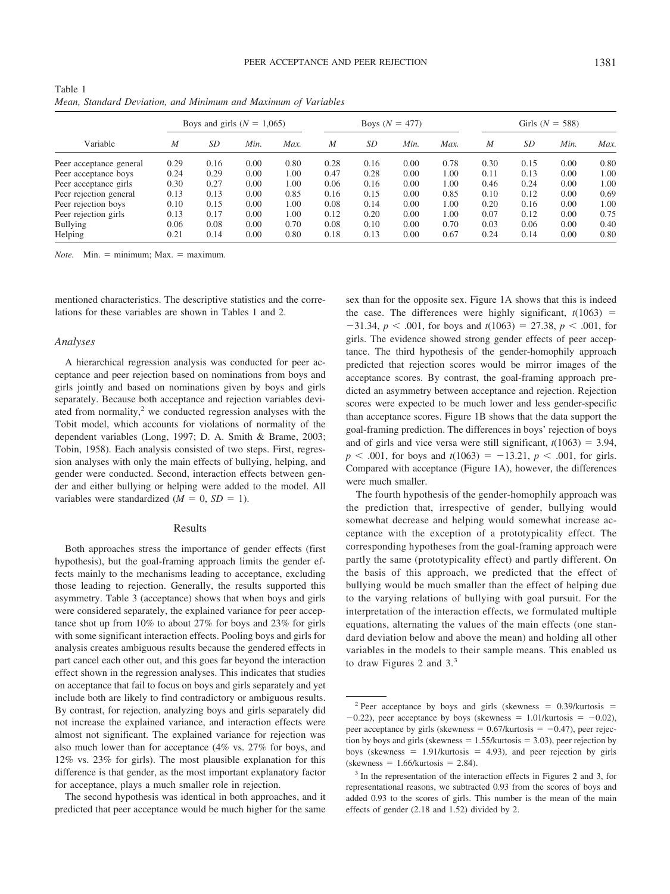Table 1
*Mean, Standard Deviation, and Minimum and Maximum of Variables*

| Variable | Boys and girls ($N$ = 1,065) | | | | Boys ($N$ = 477) | | | | Girls ($N$ = 588) | | | |
|---|---|---|---|---|---|---|---|---|---|---|---|---|
| | *M* | *SD* | *Min.* | *Max.* | *M* | *SD* | *Min.* | *Max.* | *M* | *SD* | *Min.* | *Max.* |
| Peer acceptance general | 0.29 | 0.16 | 0.00 | 0.80 | 0.28 | 0.16 | 0.00 | 0.78 | 0.30 | 0.15 | 0.00 | 0.80 |
| Peer acceptance boys | 0.24 | 0.29 | 0.00 | 1.00 | 0.47 | 0.28 | 0.00 | 1.00 | 0.11 | 0.13 | 0.00 | 1.00 |
| Peer acceptance girls | 0.30 | 0.27 | 0.00 | 1.00 | 0.06 | 0.16 | 0.00 | 1.00 | 0.46 | 0.24 | 0.00 | 1.00 |
| Peer rejection general | 0.13 | 0.13 | 0.00 | 0.85 | 0.16 | 0.15 | 0.00 | 0.85 | 0.10 | 0.12 | 0.00 | 0.69 |
| Peer rejection boys | 0.10 | 0.15 | 0.00 | 1.00 | 0.08 | 0.14 | 0.00 | 1.00 | 0.20 | 0.16 | 0.00 | 1.00 |
| Peer rejection girls | 0.13 | 0.17 | 0.00 | 1.00 | 0.12 | 0.20 | 0.00 | 1.00 | 0.07 | 0.12 | 0.00 | 0.75 |
| Bullying | 0.06 | 0.08 | 0.00 | 0.70 | 0.08 | 0.10 | 0.00 | 0.70 | 0.03 | 0.06 | 0.00 | 0.40 |
| Helping | 0.21 | 0.14 | 0.00 | 0.80 | 0.18 | 0.13 | 0.00 | 0.67 | 0.24 | 0.14 | 0.00 | 0.80 |

*Note.* Min. = minimum; Max. = maximum.

mentioned characteristics. The descriptive statistics and the correlations for these variables are shown in Tables 1 and 2.

### *Analyses*

A hierarchical regression analysis was conducted for peer acceptance and peer rejection based on nominations from boys and girls jointly and based on nominations given by boys and girls separately. Because both acceptance and rejection variables deviated from normality,[2] we conducted regression analyses with the Tobit model, which accounts for violations of normality of the dependent variables (Long, 1997; D. A. Smith & Brame, 2003; Tobin, 1958). Each analysis consisted of two steps. First, regression analyses with only the main effects of bullying, helping, and gender were conducted. Second, interaction effects between gender and either bullying or helping were added to the model. All variables were standardized ($M$ = 0, $SD$ = 1).

## Results

Both approaches stress the importance of gender effects (first hypothesis), but the goal-framing approach limits the gender effects mainly to the mechanisms leading to acceptance, excluding those leading to rejection. Generally, the results supported this asymmetry. Table 3 (acceptance) shows that when boys and girls were considered separately, the explained variance for peer acceptance shot up from 10% to about 27% for boys and 23% for girls with some significant interaction effects. Pooling boys and girls for analysis creates ambiguous results because the gendered effects in part cancel each other out, and this goes far beyond the interaction effect shown in the regression analyses. This indicates that studies on acceptance that fail to focus on boys and girls separately and yet include both are likely to find contradictory or ambiguous results. By contrast, for rejection, analyzing boys and girls separately did not increase the explained variance, and interaction effects were almost not significant. The explained variance for rejection was also much lower than for acceptance (4% vs. 27% for boys, and 12% vs. 23% for girls). The most plausible explanation for this difference is that gender, as the most important explanatory factor for acceptance, plays a much smaller role in rejection.

The second hypothesis was identical in both approaches, and it predicted that peer acceptance would be much higher for the same sex than for the opposite sex. Figure 1A shows that this is indeed the case. The differences were highly significant, $t(1063) = -31.34$, $p < .001$, for boys and $t(1063) = 27.38$, $p < .001$, for girls. The evidence showed strong gender effects of peer acceptance. The third hypothesis of the gender-homophily approach predicted that rejection scores would be mirror images of the acceptance scores. By contrast, the goal-framing approach predicted an asymmetry between acceptance and rejection. Rejection scores were expected to be much lower and less gender-specific than acceptance scores. Figure 1B shows that the data support the goal-framing prediction. The differences in boys' rejection of boys and of girls and vice versa were still significant, $t(1063) = 3.94$, $p < .001$, for boys and $t(1063) = -13.21$, $p < .001$, for girls. Compared with acceptance (Figure 1A), however, the differences were much smaller.

The fourth hypothesis of the gender-homophily approach was the prediction that, irrespective of gender, bullying would somewhat decrease and helping would somewhat increase acceptance with the exception of a prototypicality effect. The corresponding hypotheses from the goal-framing approach were partly the same (prototypicality effect) and partly different. On the basis of this approach, we predicted that the effect of bullying would be much smaller than the effect of helping due to the varying relations of bullying with goal pursuit. For the interpretation of the interaction effects, we formulated multiple equations, alternating the values of the main effects (one standard deviation below and above the mean) and holding all other variables in the models to their sample means. This enabled us to draw Figures 2 and 3.[3]

[2] Peer acceptance by boys and girls (skewness = 0.39/kurtosis = −0.22), peer acceptance by boys (skewness = 1.01/kurtosis = −0.02), peer acceptance by girls (skewness = 0.67/kurtosis = −0.47), peer rejection by boys and girls (skewness = 1.55/kurtosis = 3.03), peer rejection by boys (skewness = 1.91/kurtosis = 4.93), and peer rejection by girls (skewness = 1.66/kurtosis = 2.84).

[3] In the representation of the interaction effects in Figures 2 and 3, for representational reasons, we subtracted 0.93 from the scores of boys and added 0.93 to the scores of girls. This number is the mean of the main effects of gender (2.18 and 1.52) divided by 2.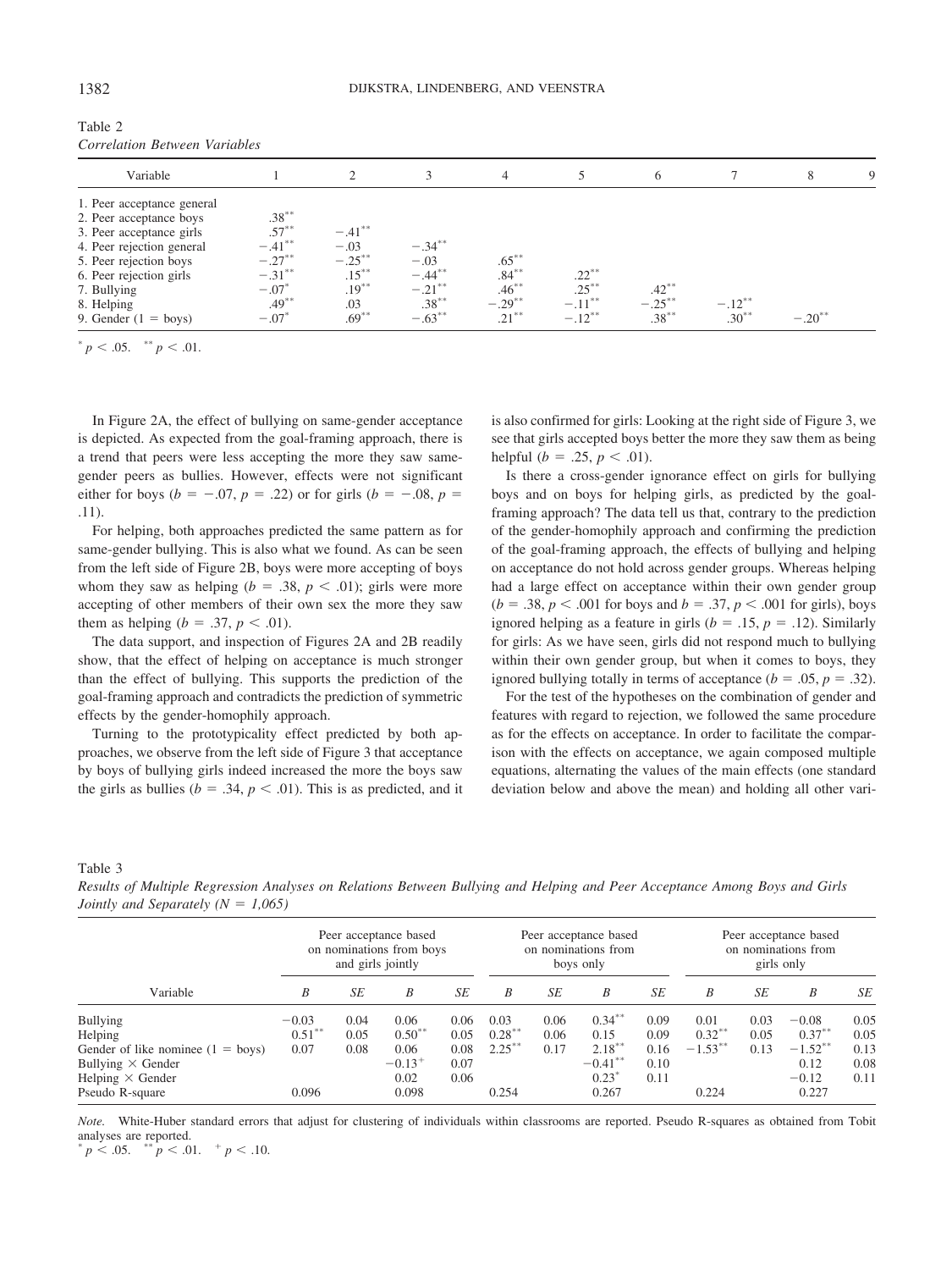Table 2
*Correlation Between Variables*

| Variable | 1 | 2 | 3 | 4 | 5 | 6 | 7 | 8 | 9 |
|---|---|---|---|---|---|---|---|---|---|
| 1. Peer acceptance general | | | | | | | | | |
| 2. Peer acceptance boys | .38** | | | | | | | | |
| 3. Peer acceptance girls | .57** | −.41** | | | | | | | |
| 4. Peer rejection general | −.41** | −.03 | −.34** | | | | | | |
| 5. Peer rejection boys | −.27** | −.25** | −.03 | .65** | | | | | |
| 6. Peer rejection girls | −.31** | .15** | −.44** | .84** | .22** | | | | |
| 7. Bullying | −.07* | .19** | −.21** | .46** | .25** | .42** | | | |
| 8. Helping | .49** | .03 | .38** | −.29** | −.11** | −.25** | −.12** | | |
| 9. Gender (1 = boys) | −.07* | .69** | −.63** | .21** | −.12** | .38** | .30** | −.20** | |

\* $p < .05$. \*\* $p < .01$.

In Figure 2A, the effect of bullying on same-gender acceptance is depicted. As expected from the goal-framing approach, there is a trend that peers were less accepting the more they saw same-gender peers as bullies. However, effects were not significant either for boys ($b = -.07$, $p = .22$) or for girls ($b = -.08$, $p = .11$).

For helping, both approaches predicted the same pattern as for same-gender bullying. This is also what we found. As can be seen from the left side of Figure 2B, boys were more accepting of boys whom they saw as helping ($b = .38$, $p < .01$); girls were more accepting of other members of their own sex the more they saw them as helping ($b = .37$, $p < .01$).

The data support, and inspection of Figures 2A and 2B readily show, that the effect of helping on acceptance is much stronger than the effect of bullying. This supports the prediction of the goal-framing approach and contradicts the prediction of symmetric effects by the gender-homophily approach.

Turning to the prototypicality effect predicted by both approaches, we observe from the left side of Figure 3 that acceptance by boys of bullying girls indeed increased the more the boys saw the girls as bullies ($b = .34$, $p < .01$). This is as predicted, and it is also confirmed for girls: Looking at the right side of Figure 3, we see that girls accepted boys better the more they saw them as being helpful ($b = .25$, $p < .01$).

Is there a cross-gender ignorance effect on girls for bullying boys and on boys for helping girls, as predicted by the goal-framing approach? The data tell us that, contrary to the prediction of the gender-homophily approach and confirming the prediction of the goal-framing approach, the effects of bullying and helping on acceptance do not hold across gender groups. Whereas helping had a large effect on acceptance within their own gender group ($b = .38$, $p < .001$ for boys and $b = .37$, $p < .001$ for girls), boys ignored helping as a feature in girls ($b = .15$, $p = .12$). Similarly for girls: As we have seen, girls did not respond much to bullying within their own gender group, but when it comes to boys, they ignored bullying totally in terms of acceptance ($b = .05$, $p = .32$).

For the test of the hypotheses on the combination of gender and features with regard to rejection, we followed the same procedure as for the effects on acceptance. In order to facilitate the comparison with the effects on acceptance, we again composed multiple equations, alternating the values of the main effects (one standard deviation below and above the mean) and holding all other vari-

Table 3
*Results of Multiple Regression Analyses on Relations Between Bullying and Helping and Peer Acceptance Among Boys and Girls Jointly and Separately (N = 1,065)*

| | Peer acceptance based on nominations from boys and girls jointly | | | | Peer acceptance based on nominations from boys only | | | | Peer acceptance based on nominations from girls only | | | |
|---|---|---|---|---|---|---|---|---|---|---|---|---|
| Variable | *B* | *SE* | *B* | *SE* | *B* | *SE* | *B* | *SE* | *B* | *SE* | *B* | *SE* |
| Bullying | −0.03 | 0.04 | 0.06 | 0.06 | 0.03 | 0.06 | 0.34** | 0.09 | 0.01 | 0.03 | −0.08 | 0.05 |
| Helping | 0.51** | 0.05 | 0.50** | 0.05 | 0.28** | 0.06 | 0.15 | 0.09 | 0.32** | 0.05 | 0.37** | 0.05 |
| Gender of like nominee (1 = boys) | 0.07 | 0.08 | 0.06 | 0.08 | 2.25** | 0.17 | 2.18** | 0.16 | −1.53** | 0.13 | −1.52** | 0.13 |
| Bullying × Gender | | | −0.13+ | 0.07 | | | −0.41** | 0.10 | | | 0.12 | 0.08 |
| Helping × Gender | | | 0.02 | 0.06 | | | 0.23* | 0.11 | | | −0.12 | 0.11 |
| Pseudo R-square | 0.096 | | 0.098 | | 0.254 | | 0.267 | | 0.224 | | 0.227 | |

*Note.* White-Huber standard errors that adjust for clustering of individuals within classrooms are reported. Pseudo R-squares as obtained from Tobit analyses are reported.
\* $p < .05$. \*\* $p < .01$. + $p < .10$.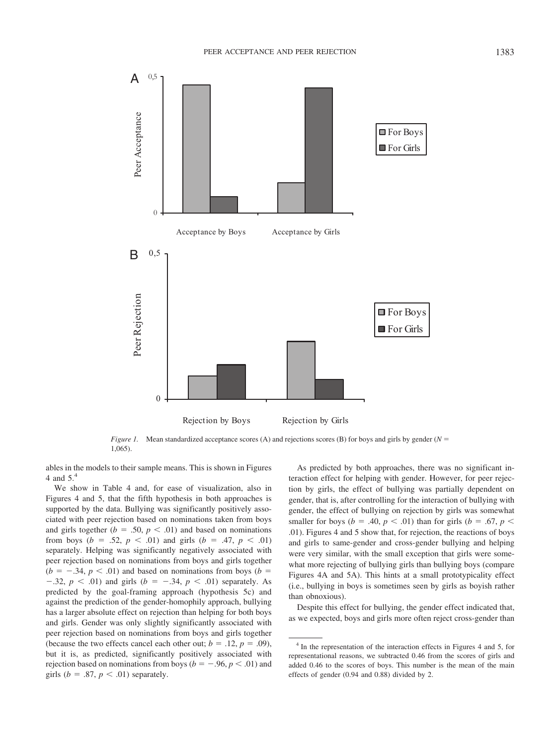*Figure 1.* Mean standardized acceptance scores (A) and rejections scores (B) for boys and girls by gender ($N$ = 1,065).

ables in the models to their sample means. This is shown in Figures 4 and 5.[4]

We show in Table 4 and, for ease of visualization, also in Figures 4 and 5, that the fifth hypothesis in both approaches is supported by the data. Bullying was significantly positively associated with peer rejection based on nominations taken from boys and girls together ($b$ = .50, $p$ < .01) and based on nominations from boys ($b$ = .52, $p$ < .01) and girls ($b$ = .47, $p$ < .01) separately. Helping was significantly negatively associated with peer rejection based on nominations from boys and girls together ($b$ = −.34, $p$ < .01) and based on nominations from boys ($b$ = −.32, $p$ < .01) and girls ($b$ = −.34, $p$ < .01) separately. As predicted by the goal-framing approach (hypothesis 5c) and against the prediction of the gender-homophily approach, bullying has a larger absolute effect on rejection than helping for both boys and girls. Gender was only slightly significantly associated with peer rejection based on nominations from boys and girls together (because the two effects cancel each other out; $b$ = .12, $p$ = .09), but it is, as predicted, significantly positively associated with rejection based on nominations from boys ($b$ = −.96, $p$ < .01) and girls ($b$ = .87, $p$ < .01) separately.

As predicted by both approaches, there was no significant interaction effect for helping with gender. However, for peer rejection by girls, the effect of bullying was partially dependent on gender, that is, after controlling for the interaction of bullying with gender, the effect of bullying on rejection by girls was somewhat smaller for boys ($b$ = .40, $p$ < .01) than for girls ($b$ = .67, $p$ < .01). Figures 4 and 5 show that, for rejection, the reactions of boys and girls to same-gender and cross-gender bullying and helping were very similar, with the small exception that girls were somewhat more rejecting of bullying girls than bullying boys (compare Figures 4A and 5A). This hints at a small prototypicality effect (i.e., bullying in boys is sometimes seen by girls as boyish rather than obnoxious).

Despite this effect for bullying, the gender effect indicated that, as we expected, boys and girls more often reject cross-gender than

[4] In the representation of the interaction effects in Figures 4 and 5, for representational reasons, we subtracted 0.46 from the scores of girls and added 0.46 to the scores of boys. This number is the mean of the main effects of gender (0.94 and 0.88) divided by 2.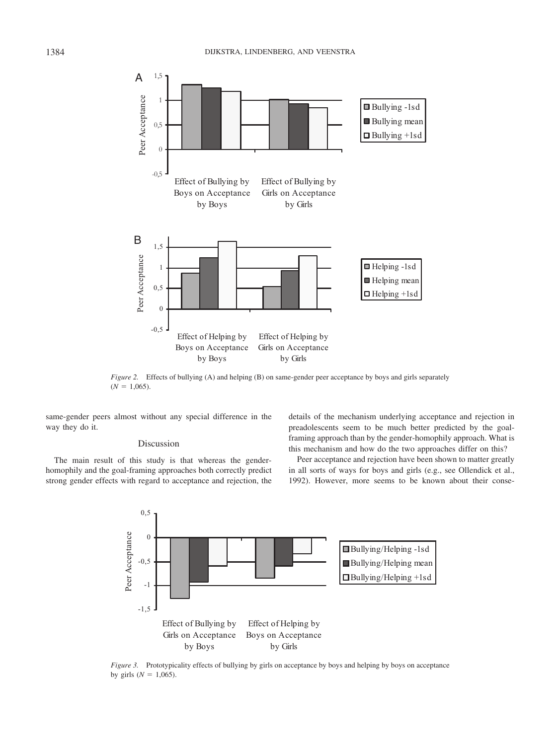*Figure 2.* Effects of bullying (A) and helping (B) on same-gender peer acceptance by boys and girls separately ($N$ = 1,065).

same-gender peers almost without any special difference in the way they do it.

## Discussion

The main result of this study is that whereas the gender-homophily and the goal-framing approaches both correctly predict strong gender effects with regard to acceptance and rejection, the details of the mechanism underlying acceptance and rejection in preadolescents seem to be much better predicted by the goal-framing approach than by the gender-homophily approach. What is this mechanism and how do the two approaches differ on this?

Peer acceptance and rejection have been shown to matter greatly in all sorts of ways for boys and girls (e.g., see Ollendick et al., 1992). However, more seems to be known about their conse-

*Figure 3.* Prototypicality effects of bullying by girls on acceptance by boys and helping by boys on acceptance by girls ($N$ = 1,065).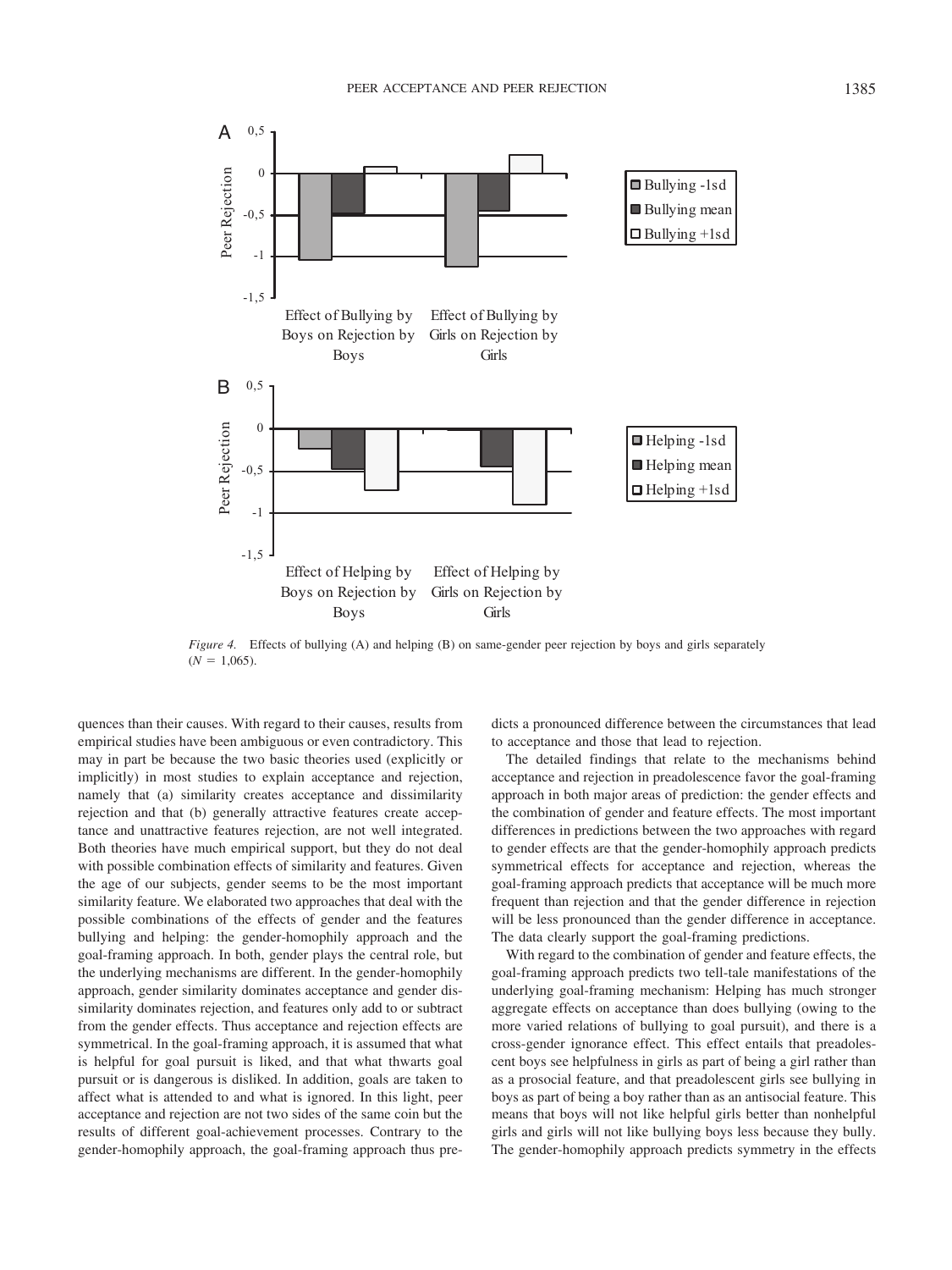*Figure 4.* Effects of bullying (A) and helping (B) on same-gender peer rejection by boys and girls separately ($N$ = 1,065).

quences than their causes. With regard to their causes, results from empirical studies have been ambiguous or even contradictory. This may in part be because the two basic theories used (explicitly or implicitly) in most studies to explain acceptance and rejection, namely that (a) similarity creates acceptance and dissimilarity rejection and that (b) generally attractive features create acceptance and unattractive features rejection, are not well integrated. Both theories have much empirical support, but they do not deal with possible combination effects of similarity and features. Given the age of our subjects, gender seems to be the most important similarity feature. We elaborated two approaches that deal with the possible combinations of the effects of gender and the features bullying and helping: the gender-homophily approach and the goal-framing approach. In both, gender plays the central role, but the underlying mechanisms are different. In the gender-homophily approach, gender similarity dominates acceptance and gender dissimilarity dominates rejection, and features only add to or subtract from the gender effects. Thus acceptance and rejection effects are symmetrical. In the goal-framing approach, it is assumed that what is helpful for goal pursuit is liked, and that what thwarts goal pursuit or is dangerous is disliked. In addition, goals are taken to affect what is attended to and what is ignored. In this light, peer acceptance and rejection are not two sides of the same coin but the results of different goal-achievement processes. Contrary to the gender-homophily approach, the goal-framing approach thus predicts a pronounced difference between the circumstances that lead to acceptance and those that lead to rejection.

The detailed findings that relate to the mechanisms behind acceptance and rejection in preadolescence favor the goal-framing approach in both major areas of prediction: the gender effects and the combination of gender and feature effects. The most important differences in predictions between the two approaches with regard to gender effects are that the gender-homophily approach predicts symmetrical effects for acceptance and rejection, whereas the goal-framing approach predicts that acceptance will be much more frequent than rejection and that the gender difference in rejection will be less pronounced than the gender difference in acceptance. The data clearly support the goal-framing predictions.

With regard to the combination of gender and feature effects, the goal-framing approach predicts two tell-tale manifestations of the underlying goal-framing mechanism: Helping has much stronger aggregate effects on acceptance than does bullying (owing to the more varied relations of bullying to goal pursuit), and there is a cross-gender ignorance effect. This effect entails that preadolescent boys see helpfulness in girls as part of being a girl rather than as a prosocial feature, and that preadolescent girls see bullying in boys as part of being a boy rather than as an antisocial feature. This means that boys will not like helpful girls better than nonhelpful girls and girls will not like bullying boys less because they bully. The gender-homophily approach predicts symmetry in the effects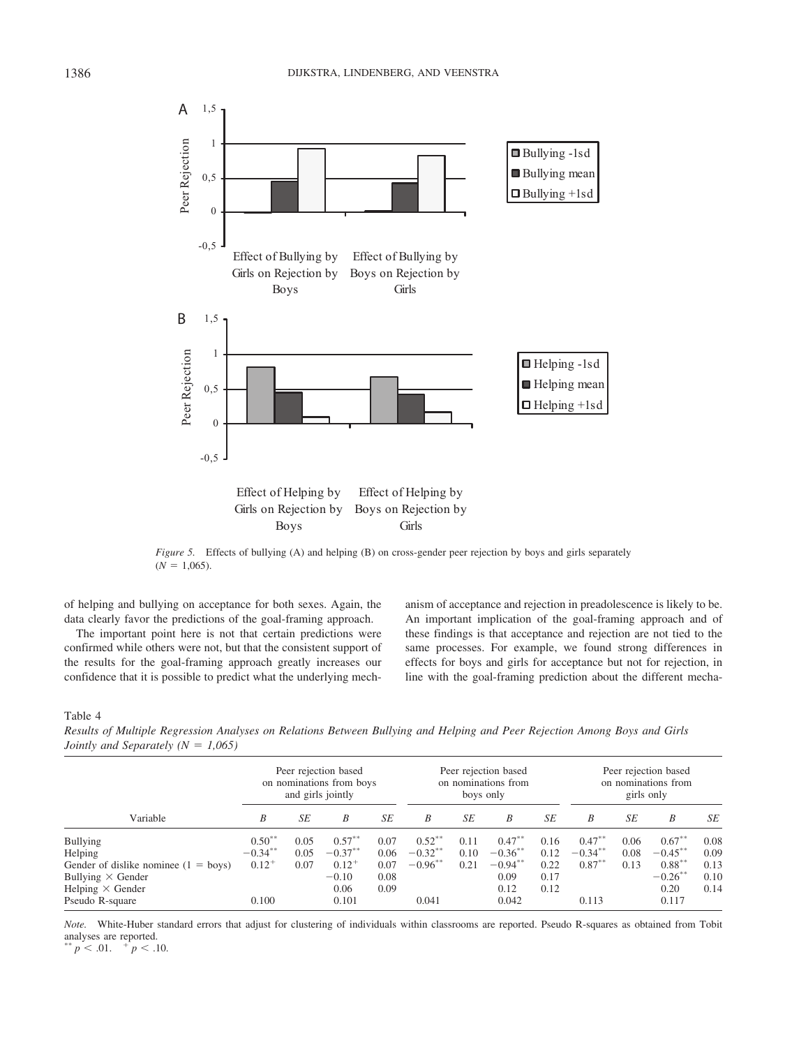*Figure 5.* Effects of bullying (A) and helping (B) on cross-gender peer rejection by boys and girls separately ($N = 1{,}065$).

of helping and bullying on acceptance for both sexes. Again, the data clearly favor the predictions of the goal-framing approach.

The important point here is not that certain predictions were confirmed while others were not, but that the consistent support of the results for the goal-framing approach greatly increases our confidence that it is possible to predict what the underlying mechanism of acceptance and rejection in preadolescence is likely to be. An important implication of the goal-framing approach and of these findings is that acceptance and rejection are not tied to the same processes. For example, we found strong differences in effects for boys and girls for acceptance but not for rejection, in line with the goal-framing prediction about the different mecha-

Table 4
*Results of Multiple Regression Analyses on Relations Between Bullying and Helping and Peer Rejection Among Boys and Girls Jointly and Separately ($N = 1{,}065$)*

| Variable | Peer rejection based on nominations from boys and girls jointly | | | | Peer rejection based on nominations from boys only | | | | Peer rejection based on nominations from girls only | | | |
|---|---|---|---|---|---|---|---|---|---|---|---|---|
| | *B* | *SE* | *B* | *SE* | *B* | *SE* | *B* | *SE* | *B* | *SE* | *B* | *SE* |
| Bullying | 0.50** | 0.05 | 0.57** | 0.07 | 0.52** | 0.11 | 0.47** | 0.16 | 0.47** | 0.06 | 0.67** | 0.08 |
| Helping | −0.34** | 0.05 | −0.37** | 0.06 | −0.32** | 0.10 | −0.36** | 0.12 | −0.34** | 0.08 | −0.45** | 0.09 |
| Gender of dislike nominee (1 = boys) | 0.12+ | 0.07 | 0.12+ | 0.07 | −0.96** | 0.21 | −0.94** | 0.22 | 0.87** | 0.13 | 0.88** | 0.13 |
| Bullying × Gender | | | −0.10 | 0.08 | | | 0.09 | 0.17 | | | −0.26** | 0.10 |
| Helping × Gender | | | 0.06 | 0.09 | | | 0.12 | 0.12 | | | 0.20 | 0.14 |
| Pseudo R-square | 0.100 | | 0.101 | | 0.041 | | 0.042 | | 0.113 | | 0.117 | |

*Note.* White-Huber standard errors that adjust for clustering of individuals within classrooms are reported. Pseudo R-squares as obtained from Tobit analyses are reported.
** $p < .01$. + $p < .10$.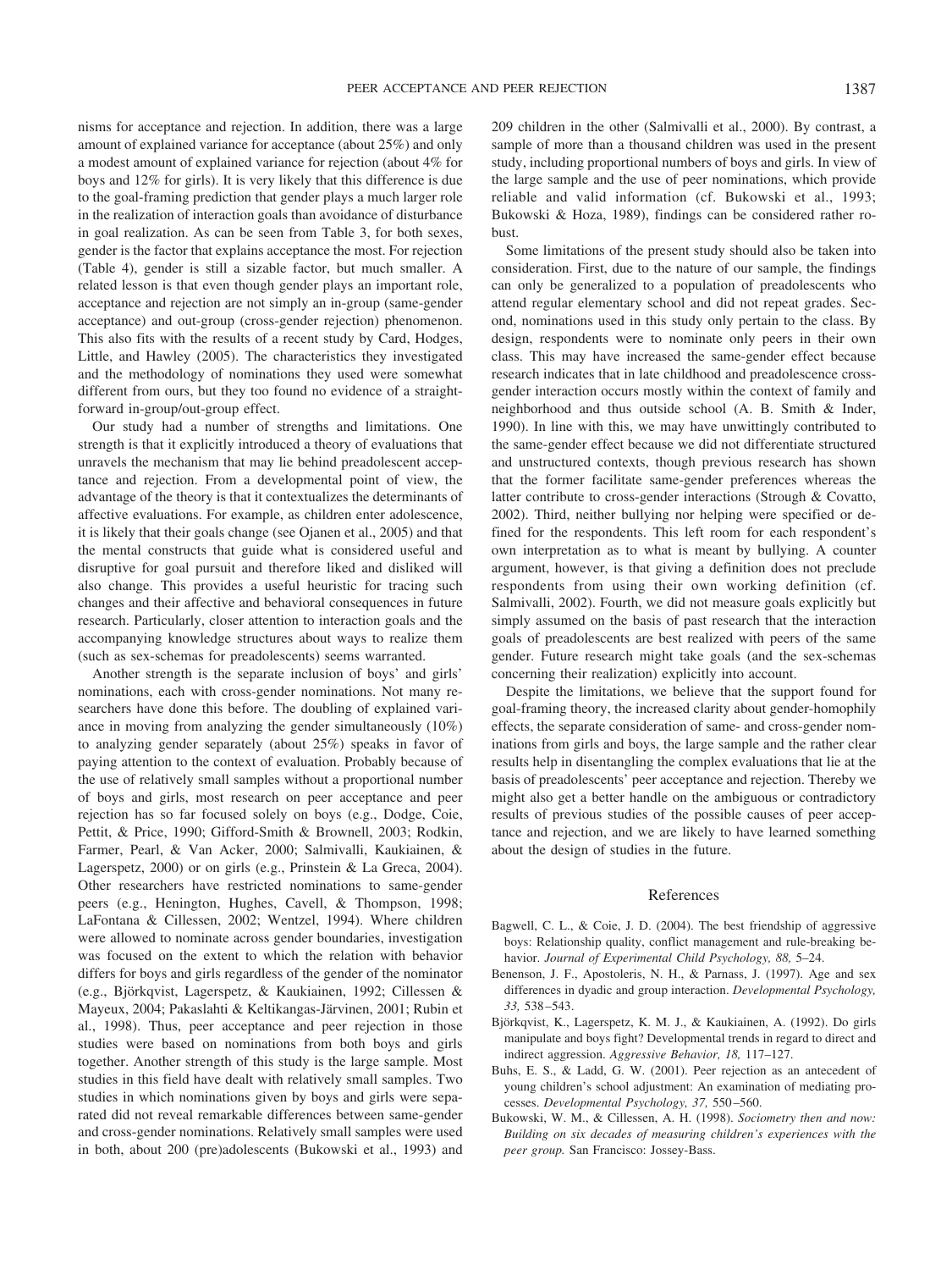nisms for acceptance and rejection. In addition, there was a large amount of explained variance for acceptance (about 25%) and only a modest amount of explained variance for rejection (about 4% for boys and 12% for girls). It is very likely that this difference is due to the goal-framing prediction that gender plays a much larger role in the realization of interaction goals than avoidance of disturbance in goal realization. As can be seen from Table 3, for both sexes, gender is the factor that explains acceptance the most. For rejection (Table 4), gender is still a sizable factor, but much smaller. A related lesson is that even though gender plays an important role, acceptance and rejection are not simply an in-group (same-gender acceptance) and out-group (cross-gender rejection) phenomenon. This also fits with the results of a recent study by Card, Hodges, Little, and Hawley (2005). The characteristics they investigated and the methodology of nominations they used were somewhat different from ours, but they too found no evidence of a straightforward in-group/out-group effect.

Our study had a number of strengths and limitations. One strength is that it explicitly introduced a theory of evaluations that unravels the mechanism that may lie behind preadolescent acceptance and rejection. From a developmental point of view, the advantage of the theory is that it contextualizes the determinants of affective evaluations. For example, as children enter adolescence, it is likely that their goals change (see Ojanen et al., 2005) and that the mental constructs that guide what is considered useful and disruptive for goal pursuit and therefore liked and disliked will also change. This provides a useful heuristic for tracing such changes and their affective and behavioral consequences in future research. Particularly, closer attention to interaction goals and the accompanying knowledge structures about ways to realize them (such as sex-schemas for preadolescents) seems warranted.

Another strength is the separate inclusion of boys' and girls' nominations, each with cross-gender nominations. Not many researchers have done this before. The doubling of explained variance in moving from analyzing the gender simultaneously (10%) to analyzing gender separately (about 25%) speaks in favor of paying attention to the context of evaluation. Probably because of the use of relatively small samples without a proportional number of boys and girls, most research on peer acceptance and peer rejection has so far focused solely on boys (e.g., Dodge, Coie, Pettit, & Price, 1990; Gifford-Smith & Brownell, 2003; Rodkin, Farmer, Pearl, & Van Acker, 2000; Salmivalli, Kaukiainen, & Lagerspetz, 2000) or on girls (e.g., Prinstein & La Greca, 2004). Other researchers have restricted nominations to same-gender peers (e.g., Henington, Hughes, Cavell, & Thompson, 1998; LaFontana & Cillessen, 2002; Wentzel, 1994). Where children were allowed to nominate across gender boundaries, investigation was focused on the extent to which the relation with behavior differs for boys and girls regardless of the gender of the nominator (e.g., Björkqvist, Lagerspetz, & Kaukiainen, 1992; Cillessen & Mayeux, 2004; Pakaslahti & Keltikangas-Järvinen, 2001; Rubin et al., 1998). Thus, peer acceptance and peer rejection in those studies were based on nominations from both boys and girls together. Another strength of this study is the large sample. Most studies in this field have dealt with relatively small samples. Two studies in which nominations given by boys and girls were separated did not reveal remarkable differences between same-gender and cross-gender nominations. Relatively small samples were used in both, about 200 (pre)adolescents (Bukowski et al., 1993) and 209 children in the other (Salmivalli et al., 2000). By contrast, a sample of more than a thousand children was used in the present study, including proportional numbers of boys and girls. In view of the large sample and the use of peer nominations, which provide reliable and valid information (cf. Bukowski et al., 1993; Bukowski & Hoza, 1989), findings can be considered rather robust.

Some limitations of the present study should also be taken into consideration. First, due to the nature of our sample, the findings can only be generalized to a population of preadolescents who attend regular elementary school and did not repeat grades. Second, nominations used in this study only pertain to the class. By design, respondents were to nominate only peers in their own class. This may have increased the same-gender effect because research indicates that in late childhood and preadolescence cross-gender interaction occurs mostly within the context of family and neighborhood and thus outside school (A. B. Smith & Inder, 1990). In line with this, we may have unwittingly contributed to the same-gender effect because we did not differentiate structured and unstructured contexts, though previous research has shown that the former facilitate same-gender preferences whereas the latter contribute to cross-gender interactions (Strough & Covatto, 2002). Third, neither bullying nor helping were specified or defined for the respondents. This left room for each respondent's own interpretation as to what is meant by bullying. A counter argument, however, is that giving a definition does not preclude respondents from using their own working definition (cf. Salmivalli, 2002). Fourth, we did not measure goals explicitly but simply assumed on the basis of past research that the interaction goals of preadolescents are best realized with peers of the same gender. Future research might take goals (and the sex-schemas concerning their realization) explicitly into account.

Despite the limitations, we believe that the support found for goal-framing theory, the increased clarity about gender-homophily effects, the separate consideration of same- and cross-gender nominations from girls and boys, the large sample and the rather clear results help in disentangling the complex evaluations that lie at the basis of preadolescents' peer acceptance and rejection. Thereby we might also get a better handle on the ambiguous or contradictory results of previous studies of the possible causes of peer acceptance and rejection, and we are likely to have learned something about the design of studies in the future.

## References

Bagwell, C. L., & Coie, J. D. (2004). The best friendship of aggressive boys: Relationship quality, conflict management and rule-breaking behavior. *Journal of Experimental Child Psychology, 88,* 5–24.

Benenson, J. F., Apostoleris, N. H., & Parnass, J. (1997). Age and sex differences in dyadic and group interaction. *Developmental Psychology, 33,* 538–543.

Björkqvist, K., Lagerspetz, K. M. J., & Kaukiainen, A. (1992). Do girls manipulate and boys fight? Developmental trends in regard to direct and indirect aggression. *Aggressive Behavior, 18,* 117–127.

Buhs, E. S., & Ladd, G. W. (2001). Peer rejection as an antecedent of young children's school adjustment: An examination of mediating processes. *Developmental Psychology, 37,* 550–560.

Bukowski, W. M., & Cillessen, A. H. (1998). *Sociometry then and now: Building on six decades of measuring children's experiences with the peer group.* San Francisco: Jossey-Bass.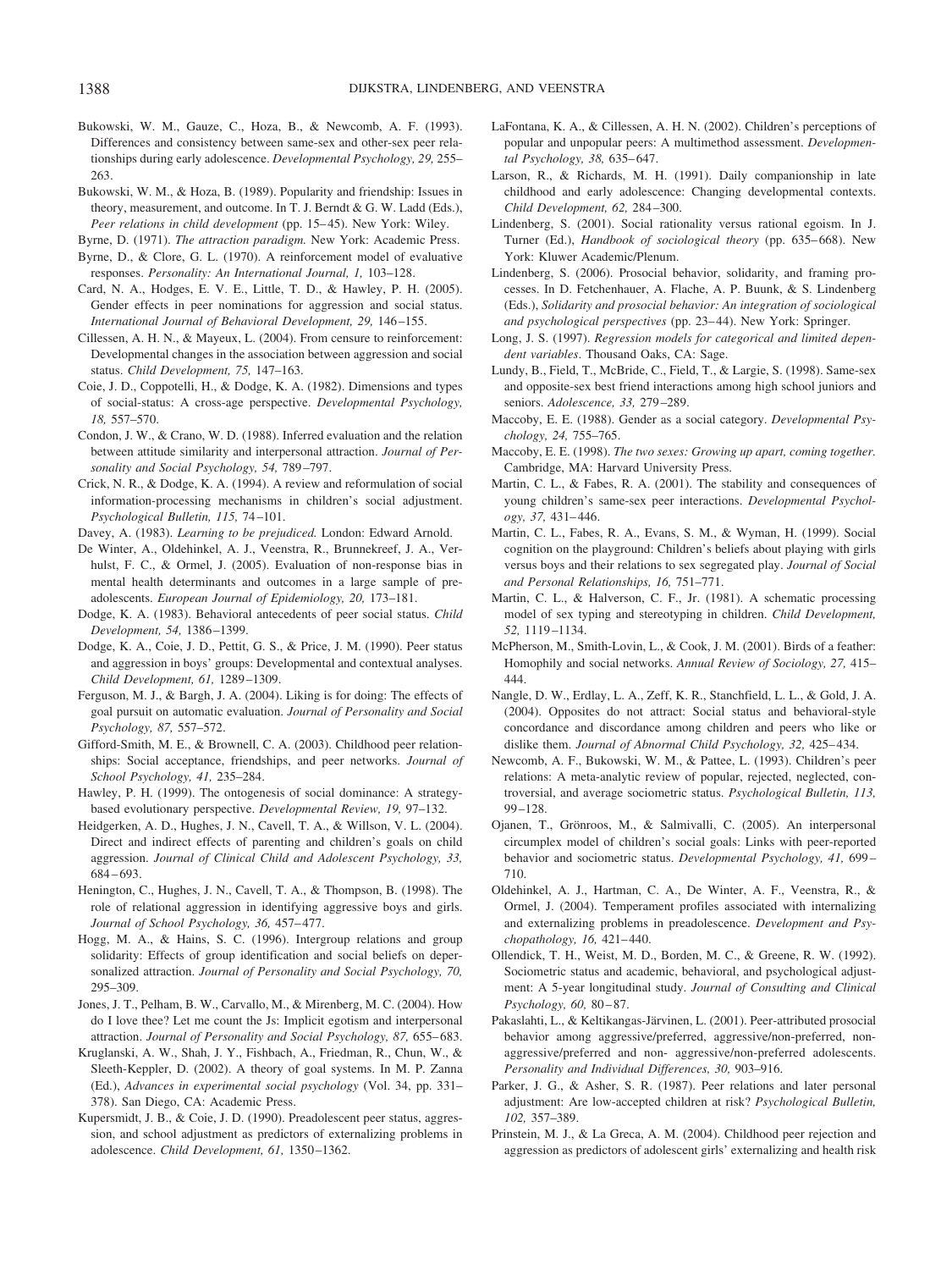Bukowski, W. M., Gauze, C., Hoza, B., & Newcomb, A. F. (1993). Differences and consistency between same-sex and other-sex peer relationships during early adolescence. *Developmental Psychology, 29,* 255–263.

Bukowski, W. M., & Hoza, B. (1989). Popularity and friendship: Issues in theory, measurement, and outcome. In T. J. Berndt & G. W. Ladd (Eds.), *Peer relations in child development* (pp. 15–45). New York: Wiley.

Byrne, D. (1971). *The attraction paradigm.* New York: Academic Press.

Byrne, D., & Clore, G. L. (1970). A reinforcement model of evaluative responses. *Personality: An International Journal, 1,* 103–128.

Card, N. A., Hodges, E. V. E., Little, T. D., & Hawley, P. H. (2005). Gender effects in peer nominations for aggression and social status. *International Journal of Behavioral Development, 29,* 146–155.

Cillessen, A. H. N., & Mayeux, L. (2004). From censure to reinforcement: Developmental changes in the association between aggression and social status. *Child Development, 75,* 147–163.

Coie, J. D., Coppotelli, H., & Dodge, K. A. (1982). Dimensions and types of social-status: A cross-age perspective. *Developmental Psychology, 18,* 557–570.

Condon, J. W., & Crano, W. D. (1988). Inferred evaluation and the relation between attitude similarity and interpersonal attraction. *Journal of Personality and Social Psychology, 54,* 789–797.

Crick, N. R., & Dodge, K. A. (1994). A review and reformulation of social information-processing mechanisms in children's social adjustment. *Psychological Bulletin, 115,* 74–101.

Davey, A. (1983). *Learning to be prejudiced.* London: Edward Arnold.

De Winter, A., Oldehinkel, A. J., Veenstra, R., Brunnekreef, J. A., Verhulst, F. C., & Ormel, J. (2005). Evaluation of non-response bias in mental health determinants and outcomes in a large sample of pre-adolescents. *European Journal of Epidemiology, 20,* 173–181.

Dodge, K. A. (1983). Behavioral antecedents of peer social status. *Child Development, 54,* 1386–1399.

Dodge, K. A., Coie, J. D., Pettit, G. S., & Price, J. M. (1990). Peer status and aggression in boys' groups: Developmental and contextual analyses. *Child Development, 61,* 1289–1309.

Ferguson, M. J., & Bargh, J. A. (2004). Liking is for doing: The effects of goal pursuit on automatic evaluation. *Journal of Personality and Social Psychology, 87,* 557–572.

Gifford-Smith, M. E., & Brownell, C. A. (2003). Childhood peer relationships: Social acceptance, friendships, and peer networks. *Journal of School Psychology, 41,* 235–284.

Hawley, P. H. (1999). The ontogenesis of social dominance: A strategy-based evolutionary perspective. *Developmental Review, 19,* 97–132.

Heidgerken, A. D., Hughes, J. N., Cavell, T. A., & Willson, V. L. (2004). Direct and indirect effects of parenting and children's goals on child aggression. *Journal of Clinical Child and Adolescent Psychology, 33,* 684–693.

Henington, C., Hughes, J. N., Cavell, T. A., & Thompson, B. (1998). The role of relational aggression in identifying aggressive boys and girls. *Journal of School Psychology, 36,* 457–477.

Hogg, M. A., & Hains, S. C. (1996). Intergroup relations and group solidarity: Effects of group identification and social beliefs on depersonalized attraction. *Journal of Personality and Social Psychology, 70,* 295–309.

Jones, J. T., Pelham, B. W., Carvallo, M., & Mirenberg, M. C. (2004). How do I love thee? Let me count the Js: Implicit egotism and interpersonal attraction. *Journal of Personality and Social Psychology, 87,* 655–683.

Kruglanski, A. W., Shah, J. Y., Fishbach, A., Friedman, R., Chun, W., & Sleeth-Keppler, D. (2002). A theory of goal systems. In M. P. Zanna (Ed.), *Advances in experimental social psychology* (Vol. 34, pp. 331–378). San Diego, CA: Academic Press.

Kupersmidt, J. B., & Coie, J. D. (1990). Preadolescent peer status, aggression, and school adjustment as predictors of externalizing problems in adolescence. *Child Development, 61,* 1350–1362.

LaFontana, K. A., & Cillessen, A. H. N. (2002). Children's perceptions of popular and unpopular peers: A multimethod assessment. *Developmental Psychology, 38,* 635–647.

Larson, R., & Richards, M. H. (1991). Daily companionship in late childhood and early adolescence: Changing developmental contexts. *Child Development, 62,* 284–300.

Lindenberg, S. (2001). Social rationality versus rational egoism. In J. Turner (Ed.), *Handbook of sociological theory* (pp. 635–668). New York: Kluwer Academic/Plenum.

Lindenberg, S. (2006). Prosocial behavior, solidarity, and framing processes. In D. Fetchenhauer, A. Flache, A. P. Buunk, & S. Lindenberg (Eds.), *Solidarity and prosocial behavior: An integration of sociological and psychological perspectives* (pp. 23–44). New York: Springer.

Long, J. S. (1997). *Regression models for categorical and limited dependent variables*. Thousand Oaks, CA: Sage.

Lundy, B., Field, T., McBride, C., Field, T., & Largie, S. (1998). Same-sex and opposite-sex best friend interactions among high school juniors and seniors. *Adolescence, 33,* 279–289.

Maccoby, E. E. (1988). Gender as a social category. *Developmental Psychology, 24,* 755–765.

Maccoby, E. E. (1998). *The two sexes: Growing up apart, coming together.* Cambridge, MA: Harvard University Press.

Martin, C. L., & Fabes, R. A. (2001). The stability and consequences of young children's same-sex peer interactions. *Developmental Psychology, 37,* 431–446.

Martin, C. L., Fabes, R. A., Evans, S. M., & Wyman, H. (1999). Social cognition on the playground: Children's beliefs about playing with girls versus boys and their relations to sex segregated play. *Journal of Social and Personal Relationships, 16,* 751–771.

Martin, C. L., & Halverson, C. F., Jr. (1981). A schematic processing model of sex typing and stereotyping in children. *Child Development, 52,* 1119–1134.

McPherson, M., Smith-Lovin, L., & Cook, J. M. (2001). Birds of a feather: Homophily and social networks. *Annual Review of Sociology, 27,* 415–444.

Nangle, D. W., Erdlay, L. A., Zeff, K. R., Stanchfield, L. L., & Gold, J. A. (2004). Opposites do not attract: Social status and behavioral-style concordance and discordance among children and peers who like or dislike them. *Journal of Abnormal Child Psychology, 32,* 425–434.

Newcomb, A. F., Bukowski, W. M., & Pattee, L. (1993). Children's peer relations: A meta-analytic review of popular, rejected, neglected, controversial, and average sociometric status. *Psychological Bulletin, 113,* 99–128.

Ojanen, T., Grönroos, M., & Salmivalli, C. (2005). An interpersonal circumplex model of children's social goals: Links with peer-reported behavior and sociometric status. *Developmental Psychology, 41,* 699–710.

Oldehinkel, A. J., Hartman, C. A., De Winter, A. F., Veenstra, R., & Ormel, J. (2004). Temperament profiles associated with internalizing and externalizing problems in preadolescence. *Development and Psychopathology, 16,* 421–440.

Ollendick, T. H., Weist, M. D., Borden, M. C., & Greene, R. W. (1992). Sociometric status and academic, behavioral, and psychological adjustment: A 5-year longitudinal study. *Journal of Consulting and Clinical Psychology, 60,* 80–87.

Pakaslahti, L., & Keltikangas-Järvinen, L. (2001). Peer-attributed prosocial behavior among aggressive/preferred, aggressive/non-preferred, non-aggressive/preferred and non- aggressive/non-preferred adolescents. *Personality and Individual Differences, 30,* 903–916.

Parker, J. G., & Asher, S. R. (1987). Peer relations and later personal adjustment: Are low-accepted children at risk? *Psychological Bulletin, 102,* 357–389.

Prinstein, M. J., & La Greca, A. M. (2004). Childhood peer rejection and aggression as predictors of adolescent girls' externalizing and health risk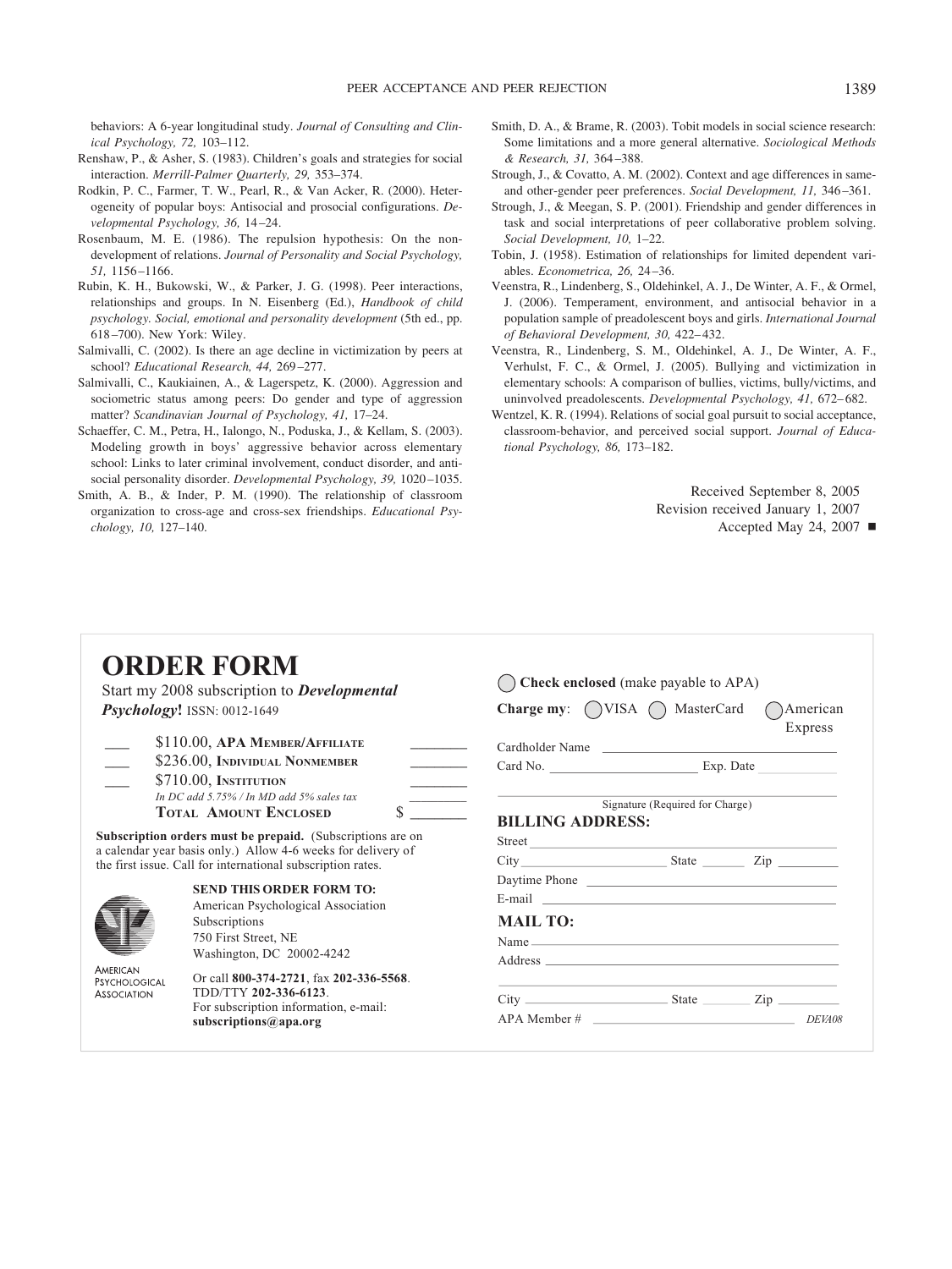behaviors: A 6-year longitudinal study. *Journal of Consulting and Clinical Psychology, 72,* 103–112.

Renshaw, P., & Asher, S. (1983). Children's goals and strategies for social interaction. *Merrill-Palmer Quarterly, 29,* 353–374.

Rodkin, P. C., Farmer, T. W., Pearl, R., & Van Acker, R. (2000). Heterogeneity of popular boys: Antisocial and prosocial configurations. *Developmental Psychology, 36,* 14–24.

Rosenbaum, M. E. (1986). The repulsion hypothesis: On the nondevelopment of relations. *Journal of Personality and Social Psychology, 51,* 1156–1166.

Rubin, K. H., Bukowski, W., & Parker, J. G. (1998). Peer interactions, relationships and groups. In N. Eisenberg (Ed.), *Handbook of child psychology. Social, emotional and personality development* (5th ed., pp. 618–700). New York: Wiley.

Salmivalli, C. (2002). Is there an age decline in victimization by peers at school? *Educational Research, 44,* 269–277.

Salmivalli, C., Kaukiainen, A., & Lagerspetz, K. (2000). Aggression and sociometric status among peers: Do gender and type of aggression matter? *Scandinavian Journal of Psychology, 41,* 17–24.

Schaeffer, C. M., Petra, H., Ialongo, N., Poduska, J., & Kellam, S. (2003). Modeling growth in boys' aggressive behavior across elementary school: Links to later criminal involvement, conduct disorder, and antisocial personality disorder. *Developmental Psychology, 39,* 1020–1035.

Smith, A. B., & Inder, P. M. (1990). The relationship of classroom organization to cross-age and cross-sex friendships. *Educational Psychology, 10,* 127–140.

Smith, D. A., & Brame, R. (2003). Tobit models in social science research: Some limitations and a more general alternative. *Sociological Methods & Research, 31,* 364–388.

Strough, J., & Covatto, A. M. (2002). Context and age differences in same- and other-gender peer preferences. *Social Development, 11,* 346–361.

Strough, J., & Meegan, S. P. (2001). Friendship and gender differences in task and social interpretations of peer collaborative problem solving. *Social Development, 10,* 1–22.

Tobin, J. (1958). Estimation of relationships for limited dependent variables. *Econometrica, 26,* 24–36.

Veenstra, R., Lindenberg, S., Oldehinkel, A. J., De Winter, A. F., & Ormel, J. (2006). Temperament, environment, and antisocial behavior in a population sample of preadolescent boys and girls. *International Journal of Behavioral Development, 30,* 422–432.

Veenstra, R., Lindenberg, S. M., Oldehinkel, A. J., De Winter, A. F., Verhulst, F. C., & Ormel, J. (2005). Bullying and victimization in elementary schools: A comparison of bullies, victims, bully/victims, and uninvolved preadolescents. *Developmental Psychology, 41,* 672–682.

Wentzel, K. R. (1994). Relations of social goal pursuit to social acceptance, classroom-behavior, and perceived social support. *Journal of Educational Psychology, 86,* 173–182.

Received September 8, 2005
Revision received January 1, 2007
Accepted May 24, 2007 ■

# ORDER FORM

Start my 2008 subscription to ***Developmental Psychology*!** ISSN: 0012-1649

___ $110.00, **APA MEMBER/AFFILIATE** ________
___ $236.00, **INDIVIDUAL NONMEMBER** ________
___ $710.00, **INSTITUTION** ________
*In DC add 5.75% / In MD add 5% sales tax* ________
**TOTAL AMOUNT ENCLOSED** $ ________

**Subscription orders must be prepaid.** (Subscriptions are on a calendar year basis only.) Allow 4-6 weeks for delivery of the first issue. Call for international subscription rates.

**SEND THIS ORDER FORM TO:**
American Psychological Association
Subscriptions
750 First Street, NE
Washington, DC 20002-4242

Or call **800-374-2721**, fax **202-336-5568**.
TDD/TTY **202-336-6123**.
For subscription information, e-mail:
**subscriptions@apa.org**

AMERICAN PSYCHOLOGICAL ASSOCIATION

◯ **Check enclosed** (make payable to APA)

**Charge my:** ◯ VISA ◯ MasterCard ◯ American Express

Cardholder Name ____________________
Card No. ____________________ Exp. Date __________

____________________
Signature (Required for Charge)

**BILLING ADDRESS:**

Street ____________________
City ____________________ State ______ Zip ______
Daytime Phone ____________________
E-mail ____________________

**MAIL TO:**

Name ____________________
Address ____________________

____________________
City ____________________ State ______ Zip ______
APA Member # ____________________ *DEVA08*